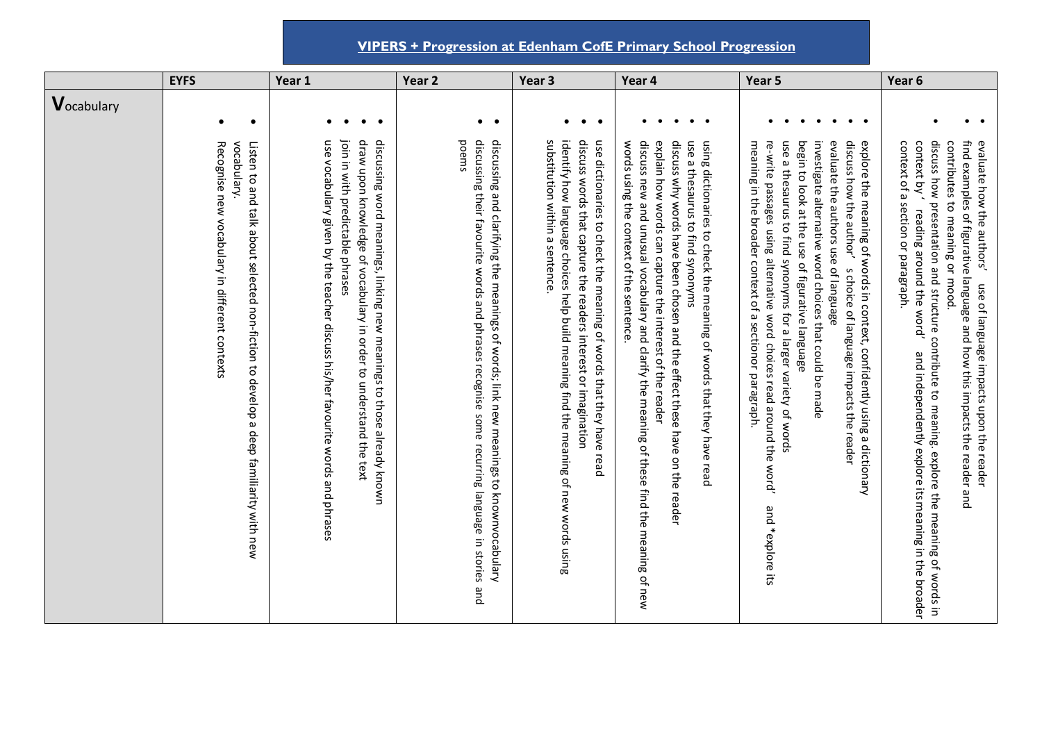# VIPERS + Progression at Edenham CofE Primary School Progression

| | EYFS | Year 1 | Year 2 | Year 3 | Year 4 | Year 5 | Year 6 |
|---|---|---|---|---|---|---|---|
| **V**ocabulary | • Listen to and talk about selected non-fiction to develop a deep familiarity with new vocabulary.<br>• Recognise new vocabulary in different contexts | • discussing word meanings, linking new meanings to those already known<br>• draw upon knowledge of vocabulary in order to understand the text<br>• join in with predictable phrases<br>• use vocabulary given by the teacher discuss his/her favourite words and phrases | • discussing and clarifying the meanings of words; link new meanings to knownvocabulary<br>• discussing their favourite words and phrases recognise some recurring language in stories and poems | • use dictionaries to check the meaning of words that they have read<br>• discuss words that capture the readers interest or imagination<br>• identify how language choices help build meaning find the meaning of new words using substitution within a sentence. | • using dictionaries to check the meaning of words that they have read<br>• use a thesaurus to find synonyms<br>• discuss why words have been chosen and the effect these have on the reader<br>• explain how words can capture the interest of the reader<br>• discuss new and unusual vocabulary and clarify the meaning of these find the meaning of new words using the context of the sentence. | • explore the meaning of words in context, confidently using a dictionary<br>• discuss how the author' s choice of language impacts the reader<br>• evaluate the authors use of language<br>• investigate alternative word choices that could be made<br>• begin to look at the use of figurative language<br>• use a thesaurus to find synonyms for a larger variety of words<br>• re-write passages using alternative word choices read around the word' and *explore its meaning in the broader context of a sectionor paragraph. | • evaluate how the authors' use of language impacts upon the reader<br>• find examples of figurative language and how this impacts the reader and contributes to meaning or mood.<br>• discuss how presentation and structure contribute to meaning. explore the meaning of words in context by ' reading around the word' and independently explore its meaning in the broader context of a section or paragraph. |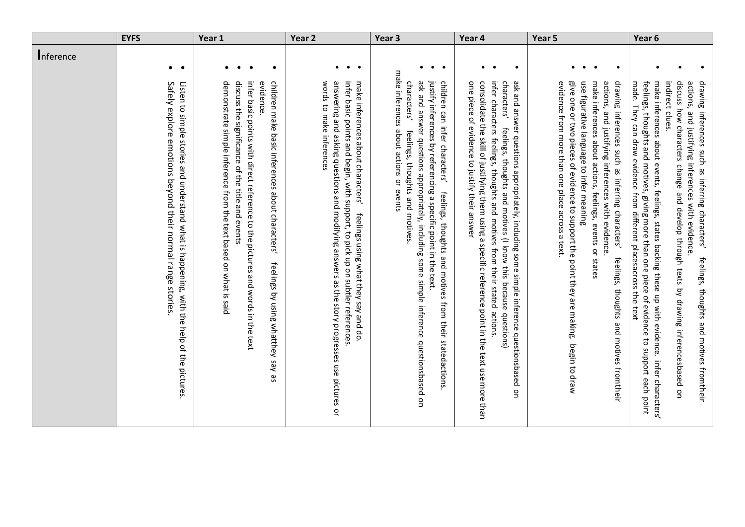| | EYFS | Year 1 | Year 2 | Year 3 | Year 4 | Year 5 | Year 6 |
|---|---|---|---|---|---|---|---|
| **I**nference | • Listen to simple stories and understand what is happening, with the help of the pictures.<br>• Safely explore emotions beyond their normal range stories. | • demonstrate simple inference from the text based on what is said<br>• discuss the significance of the title and events<br>• infer basic points with direct reference to the pictures and words in the text<br>• children make basic inferences about characters' feelings by using whatthey say as evidence. | • answering and asking questions and modifying answers as the story progresses use pictures or words to make inferences<br>• infer basic points and begin, with support, to pick up on subtler references.<br>• make inferences about characters' feelings using what they say and do. | • make inferences about actions or events<br>• ask and answer questions appropriately, including some simple inference questionsbased on characters' feelings, thoughts and motives.<br>• justify inferences by referencing a specific point in the text.<br>• children can infer characters' feelings, thoughts and motives from their statedactions. | • consolidate the skill of justifying them using a specific reference point in the text usemore than one piece of evidence to justify their answer<br>• infer characters feelings, thoughts and motives from their stated actions.<br>• ask and answer questions appropriately, including some simple inference questionsbased on characters' feelings, thoughts and motives (I know this because questions) | • give one or two pieces of evidence to support the point they are making. begin to draw evidence from more than one place across a text.<br>• use figurative language to infer meaning<br>• make inferences about actions, feelings, events or states<br>• drawing inferences such as inferring characters' feelings, thoughts and motives fromtheir actions, and justifying inferences with evidence. | • make inferences about events, feelings, states backing these up with evidence. infer characters' feelings, thoughts and motives, giving more than one piece of evidence to support each point made. They can draw evidence from different placesacross the text<br>• discuss how characters change and develop through texts by drawing inferencesbased on indirect clues.<br>• drawing inferences such as inferring characters' feelings, thoughts and motives fromtheir actions, and justifying inferences with evidence. |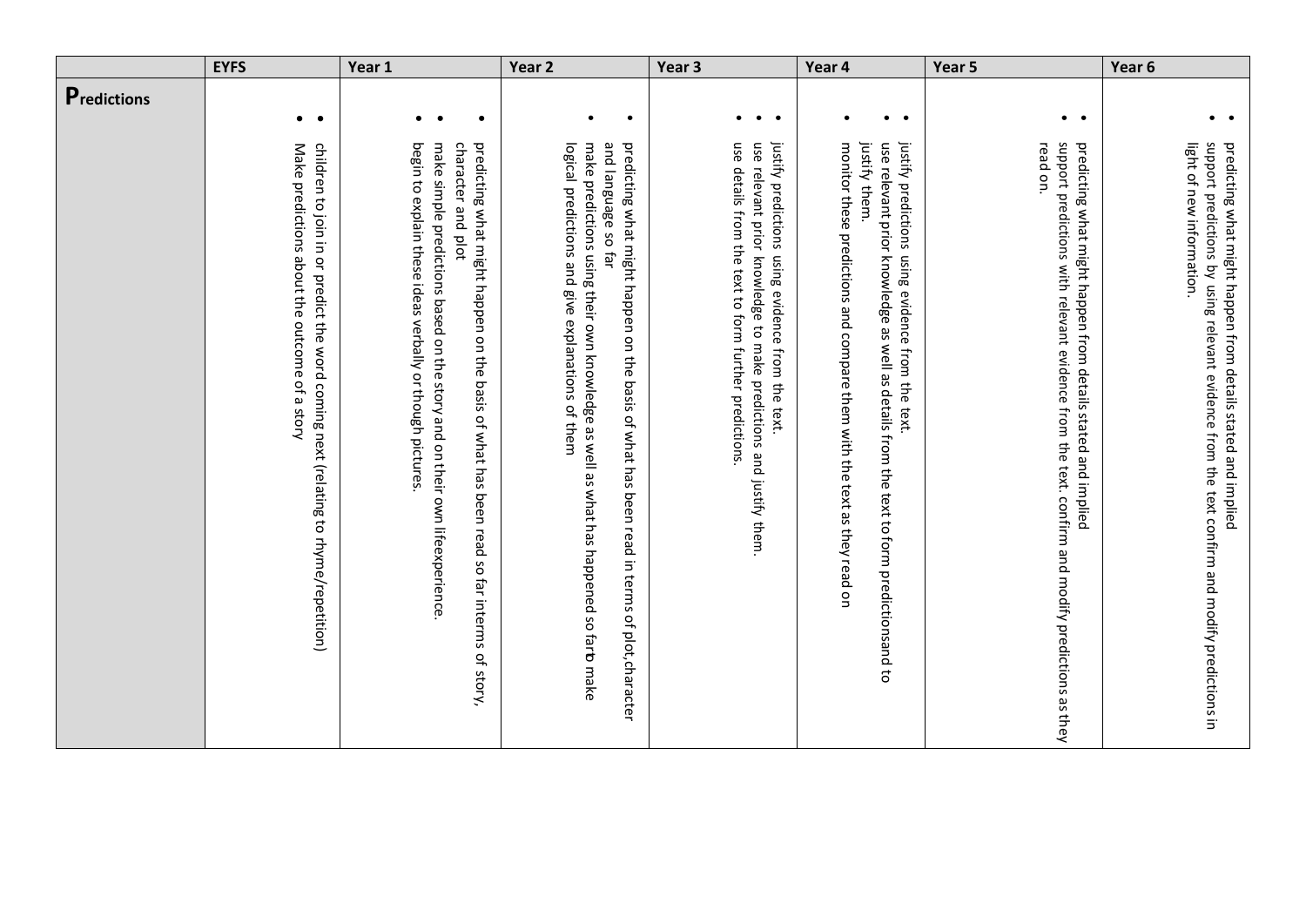| | EYFS | Year 1 | Year 2 | Year 3 | Year 4 | Year 5 | Year 6 |
|---|---|---|---|---|---|---|---|
| **Predictions** | • children to join in or predict the word coming next (relating to rhyme/repetition)<br>• Make predictions about the outcome of a story | • predicting what might happen on the basis of what has been read so far interms of story, character and plot<br>• make simple predictions based on the story and on their own lifeexperience.<br>• begin to explain these ideas verbally or though pictures. | • predicting what might happen on the basis of what has been read in terms of plot,character and language so far<br>• make predictions using their own knowledge as well as what has happened so farto make logical predictions and give explanations of them | • justify predictions using evidence from the text.<br>• use relevant prior knowledge to make predictions and justify them.<br>• use details from the text to form further predictions. | • justify predictions using evidence from the text.<br>• use relevant prior knowledge as well as details from the text to form predictionsand to justify them.<br>• monitor these predictions and compare them with the text as they read on | • predicting what might happen from details stated and implied<br>• support predictions with relevant evidence from the text. confirm and modify predictions as they read on. | • predicting what might happen from details stated and implied<br>• support predictions by using relevant evidence from the text confirm and modify predictions in light of new information. |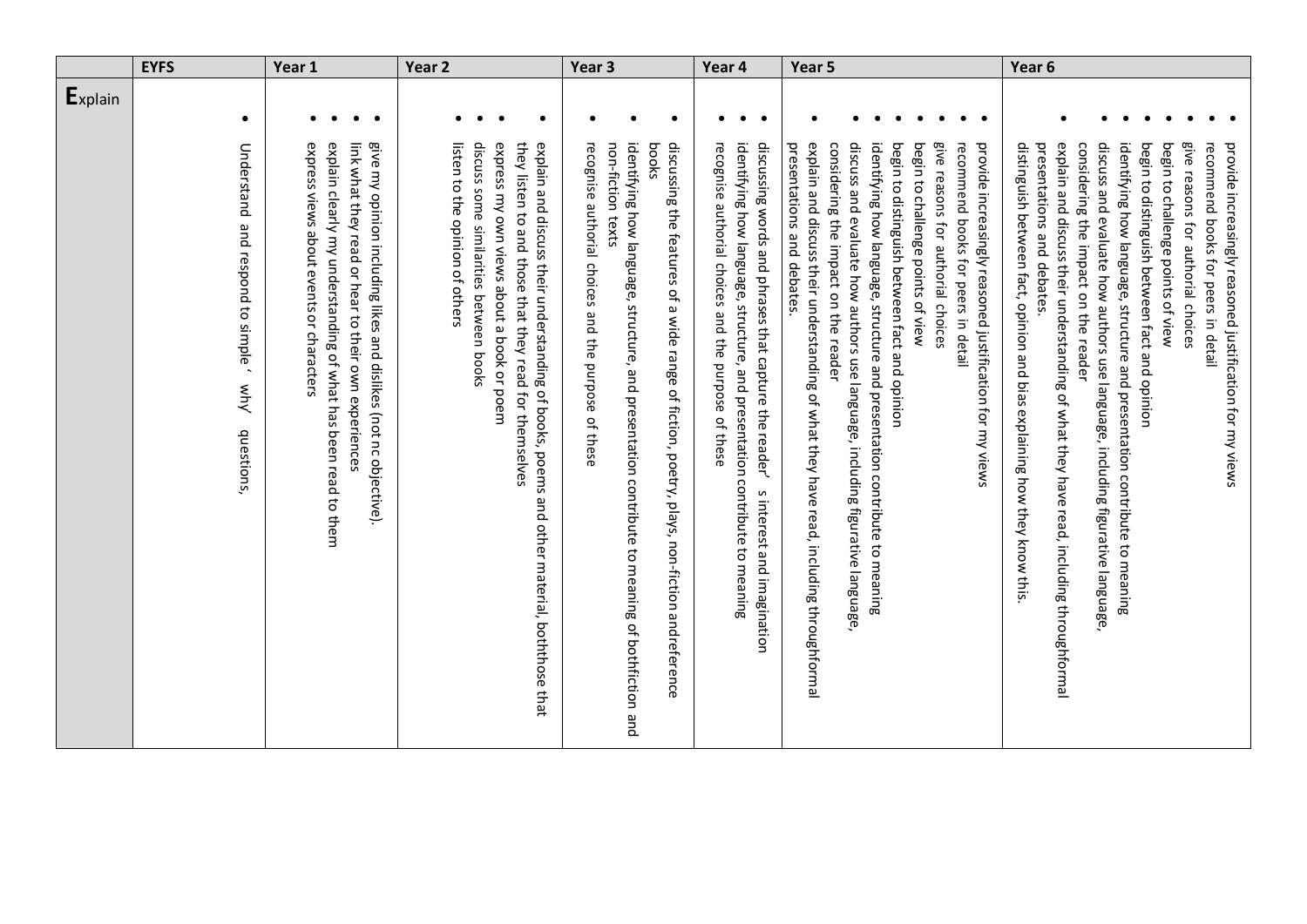| | EYFS | Year 1 | Year 2 | Year 3 | Year 4 | Year 5 | Year 6 |
|---|---|---|---|---|---|---|---|
| **E**xplain | • Understand and respond to simple ' why questions, | • give my opinion including likes and dislikes (not nc objective).<br>• link what they read or hear to their own experiences<br>• explain clearly my understanding of what has been read to them<br>• express views about events or characters | • explain and discuss their understanding of books, poems and other material, boththose that they listen to and those that they read for themselves<br>• express my own views about a book or poem<br>• discuss some similarities between books<br>• listen to the opinion of others | • discussing the features of a wide range of fiction, poetry, plays, non-fiction andreference books<br>• identifying how language, structure, and presentation contribute to meaning of bothfiction and non-fiction texts<br>• recognise authorial choices and the purpose of these | • discussing words and phrases that capture the reader' s interest and imagination<br>• identifying how language, structure, and presentation contribute to meaning<br>• recognise authorial choices and the purpose of these | • provide increasingly reasoned justification for my views<br>• recommend books for peers in detail<br>• give reasons for authorial choices<br>• begin to challenge points of view<br>• begin to distinguish between fact and opinion<br>• identifying how language, structure and presentation contribute to meaning<br>• discuss and evaluate how authors use language, including figurative language, considering the impact on the reader<br>• explain and discuss their understanding of what they have read, including throughformal presentations and debates. | • provide increasingly reasoned justification for my views<br>• recommend books for peers in detail<br>• give reasons for authorial choices<br>• begin to challenge points of view<br>• begin to distinguish between fact and opinion<br>• identifying how language, structure and presentation contribute to meaning<br>• discuss and evaluate how authors use language, including figurative language, considering the impact on the reader<br>• explain and discuss their understanding of what they have read, including throughformal presentations and debates.<br>• distinguish between fact, opinion and bias explaining how they know this. |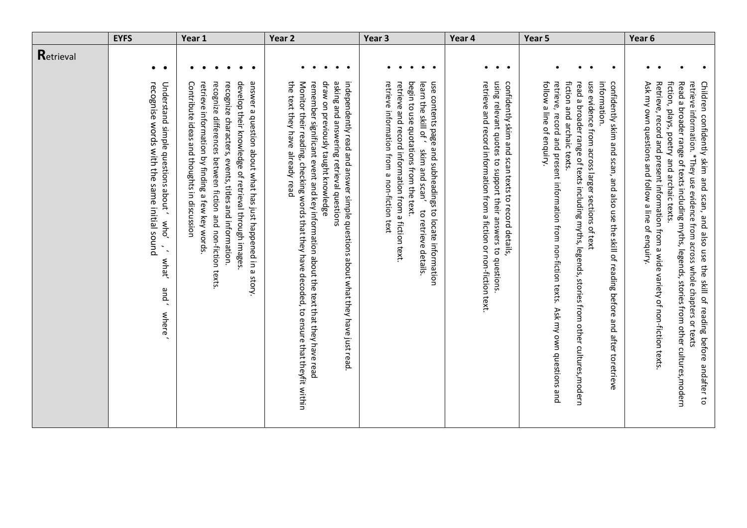| | EYFS | Year 1 | Year 2 | Year 3 | Year 4 | Year 5 | Year 6 |
|---|---|---|---|---|---|---|---|
| **R**etrieval | • Understand simple questions about 'who', 'what' and 'where'<br>• recognise words with the same initial sound | • answer a question about what has just happened in a story.<br>• develop their knowledge of retrieval through images.<br>• recognize characters, events, titles and information.<br>• recognize differences between fiction and non-fiction texts.<br>• retrieve information by finding a few key words.<br>• Contribute ideas and thoughts in discussion | • independently read and answer simple questions about what they have just read.<br>• asking and answering retrieval questions<br>• draw on previously taught knowledge<br>• remember significant event and key information about the text that they have read<br>• Monitor their reading, checking words that they have decoded, to ensure that theyfit within the text they have already read | • use contents page and subheadings to locate information<br>• learn the skill of 'skim and scan' to retrieve details.<br>• begin to use quotations from the text.<br>• retrieve and record information from a fiction text.<br>• retrieve information from a non-fiction text | • confidently skim and scan texts to record details,<br>• using relevant quotes to support their answers to questions.<br>• retrieve and record information from a fiction or non-fiction text. | • confidently skim and scan, and also use the skill of reading before and after toretrieve information.<br>• use evidence from across larger sections of text<br>• read a broader range of texts including myths, legends, stories from other cultures,modern fiction and archaic texts.<br>• retrieve, record and present information from non-fiction texts. Ask my own questions and follow a line of enquiry. | • Children confidently skim and scan, and also use the skill of reading before andafter to retrieve information. *They use evidence from across whole chapters or texts<br>• Read a broader range of texts including myths, legends, stories from other cultures,modern fiction, plays, poetry and archaic texts.<br>• Retrieve, record and present information from a wide variety of non-fiction texts.<br>• Ask my own questions and follow a line of enquiry. |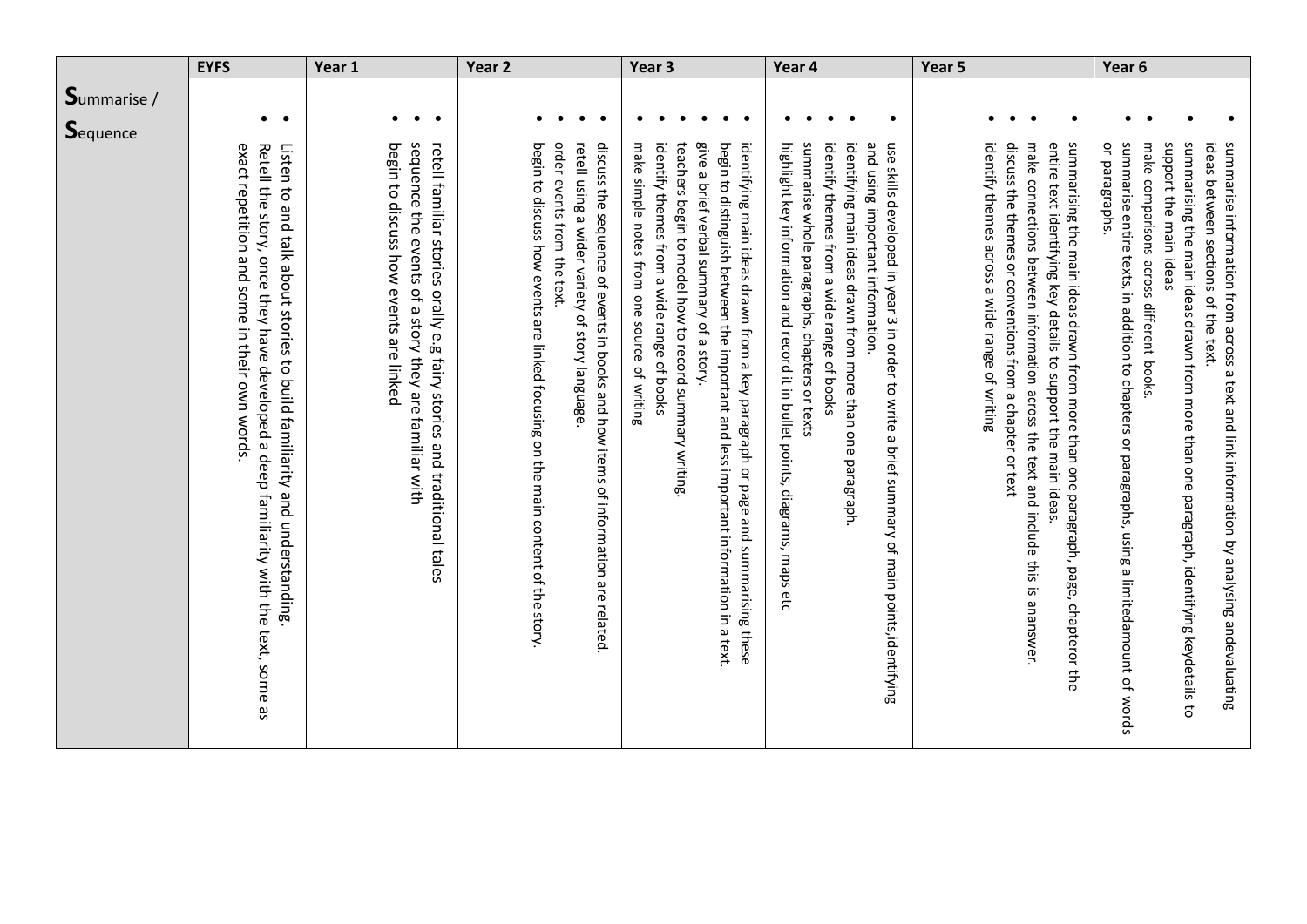| | EYFS | Year 1 | Year 2 | Year 3 | Year 4 | Year 5 | Year 6 |
| --- | --- | --- | --- | --- | --- | --- | --- |
| **S**ummarise / **S**equence | • Listen to and talk about stories to build familiarity and understanding.<br>• Retell the story, once they have developed a deep familiarity with the text, some as exact repetition and some in their own words. | • retell familiar stories orally e.g fairy stories and traditional tales<br>• sequence the events of a story they are familiar with<br>• begin to discuss how events are linked | • discuss the sequence of events in books and how items of information are related.<br>• retell using a wider variety of story language.<br>• order events from the text.<br>• begin to discuss how events are linked focusing on the main content of the story. | • identifying main ideas drawn from a key paragraph or page and summarising these<br>• begin to distinguish between the important and less important information in a text.<br>• give a brief verbal summary of a story.<br>• teachers begin to model how to record summary writing.<br>• identify themes from a wide range of books<br>• make simple notes from one source of writing | • use skills developed in year 3 in order to write a brief summary of main points,identifying and using important information.<br>• identifying main ideas drawn from more than one paragraph.<br>• identify themes from a wide range of books<br>• summarise whole paragraphs, chapters or texts<br>• highlight key information and record it in bullet points, diagrams, maps etc | • summarising the main ideas drawn from more than one paragraph, page, chapteror the entire text identifying key details to support the main ideas.<br>• make connections between information across the text and include this is ananswer.<br>• discuss the themes or conventions from a chapter or text<br>• identify themes across a wide range of writing | • summarise information from across a text and link information by analysing andevaluating ideas between sections of the text.<br>• summarising the main ideas drawn from more than one paragraph, identifying keydetails to support the main ideas<br>• make comparisons across different books.<br>• summarise entire texts, in addition to chapters or paragraphs, using a limitedamount of words or paragraphs. |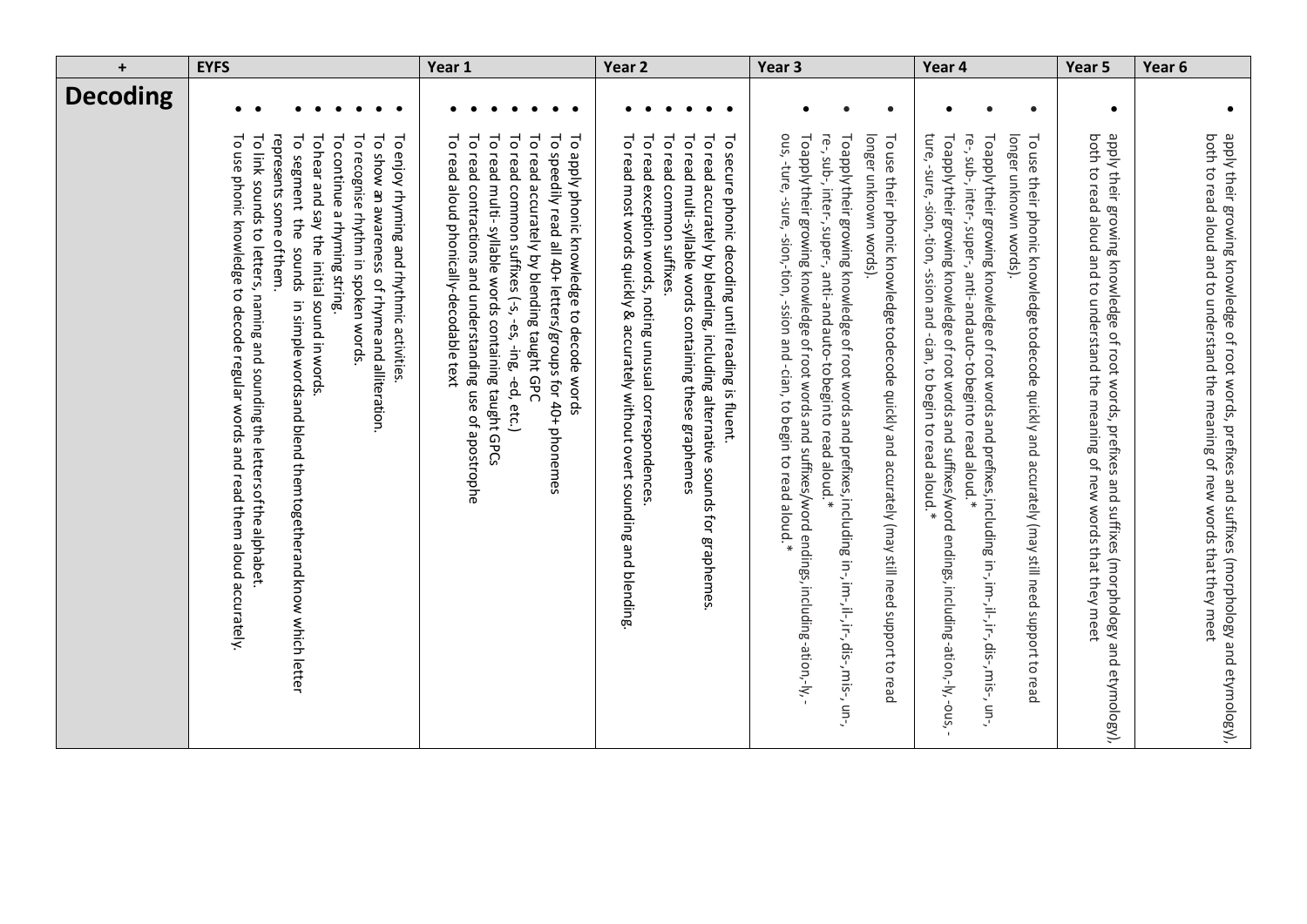| + | EYFS | Year 1 | Year 2 | Year 3 | Year 4 | Year 5 | Year 6 |
|---|---|---|---|---|---|---|---|
| **Decoding** | • To enjoy rhyming and rhythmic activities.<br>• To show an awareness of rhyme and alliteration.<br>• To recognise rhythm in spoken words.<br>• To continue a rhyming string.<br>• To hear and say the initial sound in words.<br>• To segment the sounds in simple words and blend them together and know which letter represents some of them.<br>• To link sounds to letters, naming and sounding the letters of the alphabet.<br>• To use phonic knowledge to decode regular words and read them aloud accurately. | • To apply phonic knowledge to decode words<br>• To speedily read all 40+ letters/groups for 40+ phonemes<br>• To read accurately by blending taught GPC<br>• To read common suffixes (-s, -es, -ing, -ed, etc.)<br>• To read multi-syllable words containing taught GPCs<br>• To read contractions and understanding use of apostrophe<br>• To read aloud phonically-decodable text | • To secure phonic decoding until reading is fluent.<br>• To read accurately by blending, including alternative sounds for graphemes.<br>• To read multi-syllable words containing these graphemes<br>• To read common suffixes.<br>• To read exception words, noting unusual correspondences.<br>• To read most words quickly & accurately without overt sounding and blending. | • To use their phonic knowledge to decode quickly and accurately (may still need support to read longer unknown words).<br>• To apply their growing knowledge of root words and prefixes, including in-, im-, il-, ir-, dis-, mis-, un-, re-, sub-, inter-, super-, anti- and auto- to begin to read aloud.*<br>• To apply their growing knowledge of root words and suffixes/word endings, including -ation, -ly, -ous, -ture, -sure, -sion, -tion, -ssion and -cian, to begin to read aloud.* | • To use their phonic knowledge to decode quickly and accurately (may still need support to read longer unknown words).<br>• To apply their growing knowledge of root words and prefixes, including in-, im-, il-, ir-, dis-, mis-, un-, re-, sub-, inter-, super-, anti- and auto- to begin to read aloud.*<br>• To apply their growing knowledge of root words and suffixes/word endings, including -ation, -ly, -ous, -ture, -sure, -sion, -tion, -ssion and -cian, to begin to read aloud.* | • apply their growing knowledge of root words, prefixes and suffixes (morphology and etymology), both to read aloud and to understand the meaning of new words that they meet | • apply their growing knowledge of root words, prefixes and suffixes (morphology and etymology), both to read aloud and to understand the meaning of new words that they meet |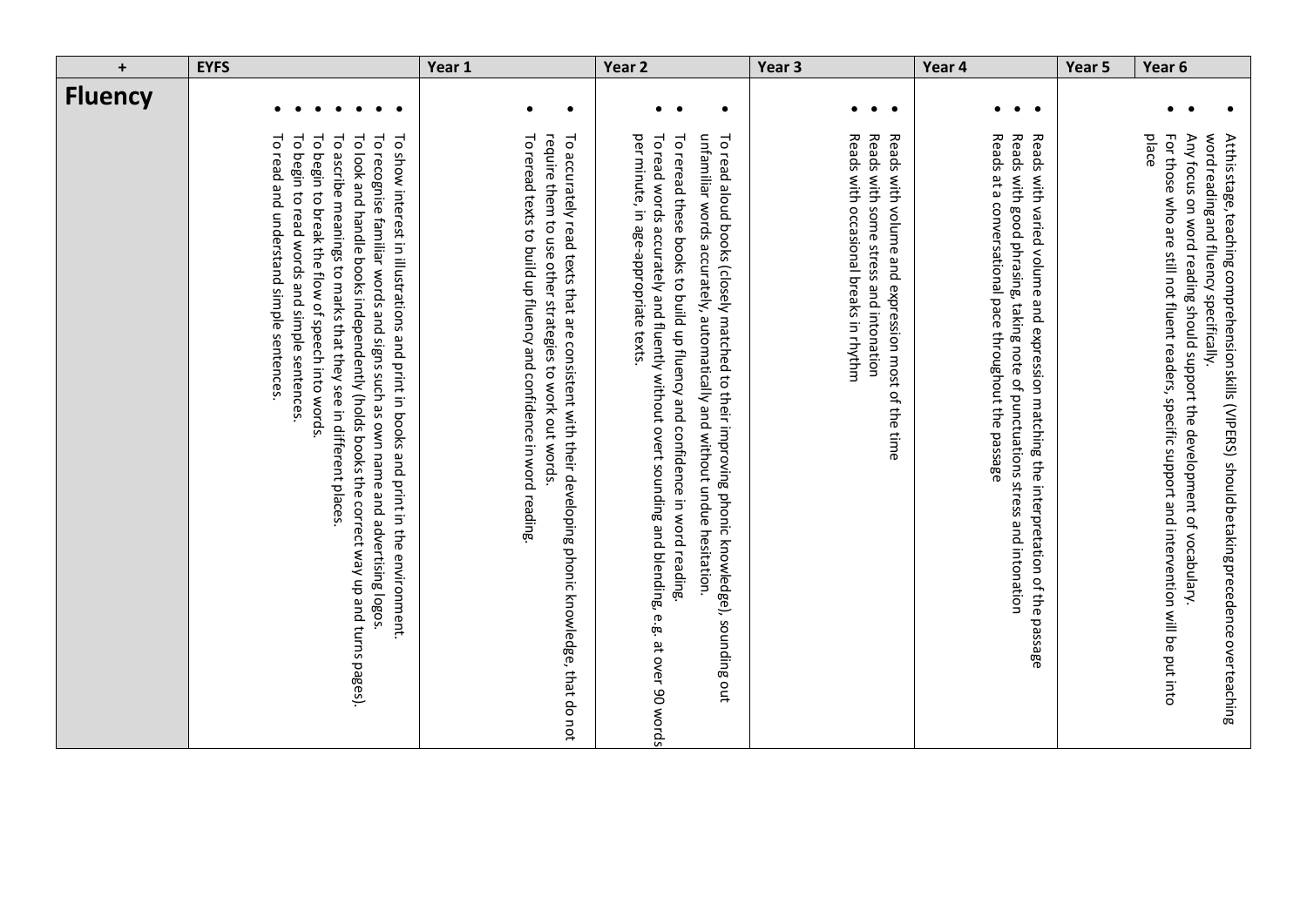| + | EYFS | Year 1 | Year 2 | Year 3 | Year 4 | Year 5 | Year 6 |
|---|---|---|---|---|---|---|---|
| **Fluency** | • To show interest in illustrations and print in books and print in the environment.<br>• To recognise familiar words and signs such as own name and advertising logos.<br>• To look and handle books independently (holds books the correct way up and turns pages).<br>• To ascribe meanings to marks that they see in different places.<br>• To begin to break the flow of speech into words.<br>• To begin to read words and simple sentences.<br>• To read and understand simple sentences. | • To accurately read texts that are consistent with their developing phonic knowledge, that do not require them to use other strategies to work out words.<br>• To reread texts to build up fluency and confidence in word reading. | • To read aloud books (closely matched to their improving phonic knowledge), sounding out unfamiliar words accurately, automatically and without undue hesitation.<br>• To reread these books to build up fluency and confidence in word reading.<br>• To read words accurately and fluently without overt sounding and blending, e.g. at over 90 words per minute, in age-appropriate texts. | • Reads with volume and expression most of the time<br>• Reads with some stress and intonation<br>• Reads with occasional breaks in rhythm | • Reads with varied volume and expression matching the interpretation of the passage<br>• Reads with good phrasing, taking note of punctuations stress and intonation<br>• Reads at a conversational pace throughout the passage | | • At this stage, teaching comprehension skills (VIPERS) should be taking precedence over teaching word reading and fluency specifically.<br>• Any focus on word reading should support the development of vocabulary.<br>• For those who are still not fluent readers, specific support and intervention will be put into place |